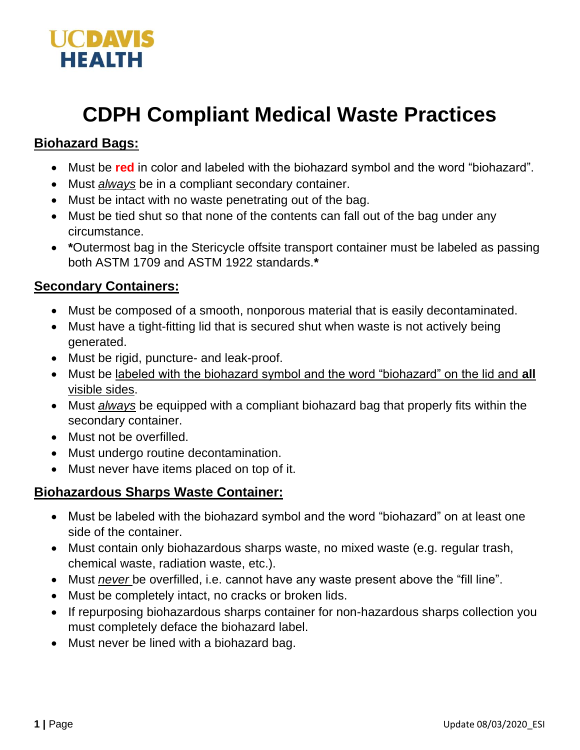UCDAVIS
HEALTH

# CDPH Compliant Medical Waste Practices

## Biohazard Bags:

- Must be **red** in color and labeled with the biohazard symbol and the word "biohazard".
- Must *always* be in a compliant secondary container.
- Must be intact with no waste penetrating out of the bag.
- Must be tied shut so that none of the contents can fall out of the bag under any circumstance.
- **\***Outermost bag in the Stericycle offsite transport container must be labeled as passing both ASTM 1709 and ASTM 1922 standards.**\***

## Secondary Containers:

- Must be composed of a smooth, nonporous material that is easily decontaminated.
- Must have a tight-fitting lid that is secured shut when waste is not actively being generated.
- Must be rigid, puncture- and leak-proof.
- Must be labeled with the biohazard symbol and the word "biohazard" on the lid and **all** visible sides.
- Must *always* be equipped with a compliant biohazard bag that properly fits within the secondary container.
- Must not be overfilled.
- Must undergo routine decontamination.
- Must never have items placed on top of it.

## Biohazardous Sharps Waste Container:

- Must be labeled with the biohazard symbol and the word "biohazard" on at least one side of the container.
- Must contain only biohazardous sharps waste, no mixed waste (e.g. regular trash, chemical waste, radiation waste, etc.).
- Must *never* be overfilled, i.e. cannot have any waste present above the "fill line".
- Must be completely intact, no cracks or broken lids.
- If repurposing biohazardous sharps container for non-hazardous sharps collection you must completely deface the biohazard label.
- Must never be lined with a biohazard bag.

Update 08/03/2020_ESI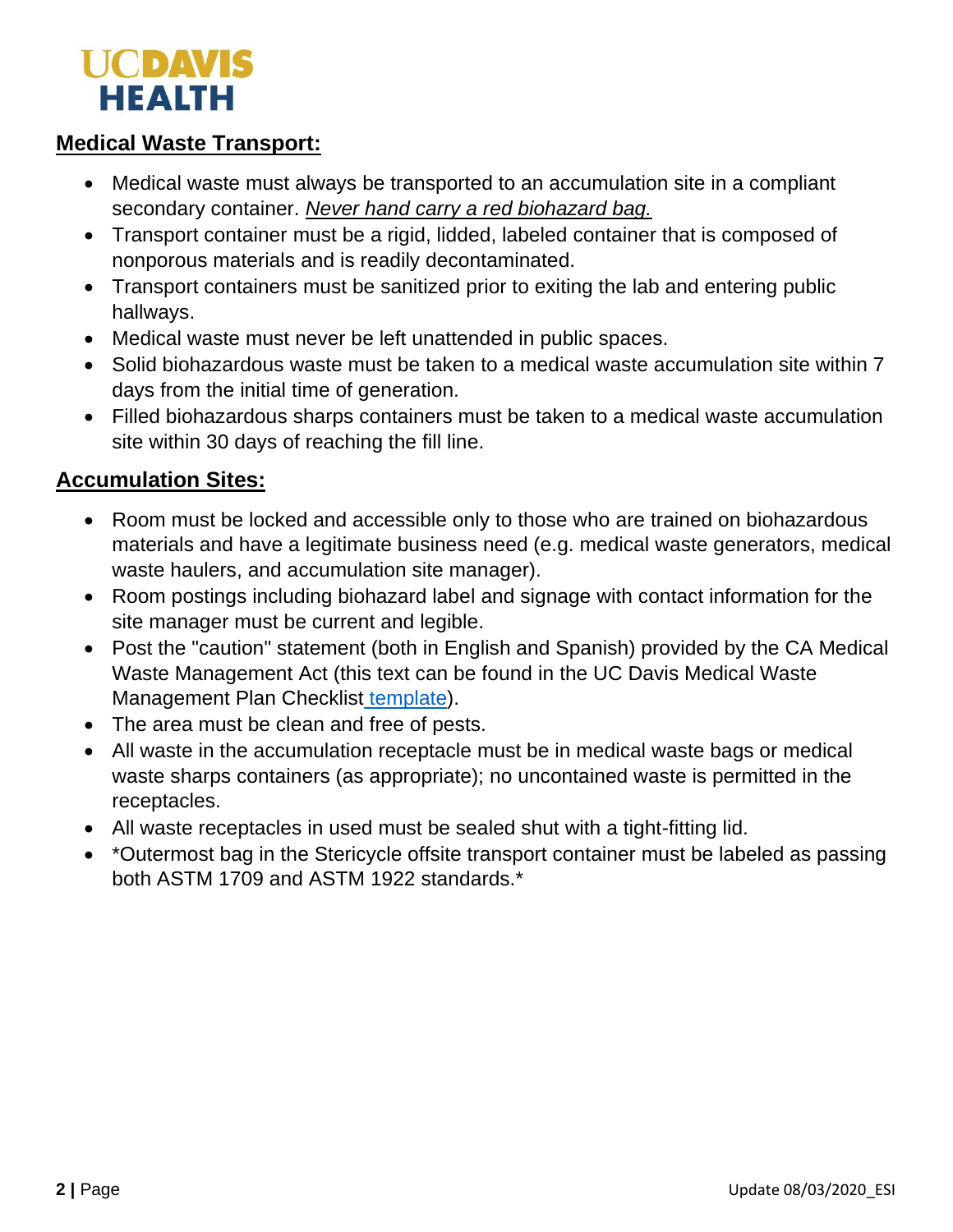UCDAVIS HEALTH

## Medical Waste Transport:

- Medical waste must always be transported to an accumulation site in a compliant secondary container. *Never hand carry a red biohazard bag.*
- Transport container must be a rigid, lidded, labeled container that is composed of nonporous materials and is readily decontaminated.
- Transport containers must be sanitized prior to exiting the lab and entering public hallways.
- Medical waste must never be left unattended in public spaces.
- Solid biohazardous waste must be taken to a medical waste accumulation site within 7 days from the initial time of generation.
- Filled biohazardous sharps containers must be taken to a medical waste accumulation site within 30 days of reaching the fill line.

## Accumulation Sites:

- Room must be locked and accessible only to those who are trained on biohazardous materials and have a legitimate business need (e.g. medical waste generators, medical waste haulers, and accumulation site manager).
- Room postings including biohazard label and signage with contact information for the site manager must be current and legible.
- Post the "caution" statement (both in English and Spanish) provided by the CA Medical Waste Management Act (this text can be found in the UC Davis Medical Waste Management Plan Checklist template).
- The area must be clean and free of pests.
- All waste in the accumulation receptacle must be in medical waste bags or medical waste sharps containers (as appropriate); no uncontained waste is permitted in the receptacles.
- All waste receptacles in used must be sealed shut with a tight-fitting lid.
- *Outermost bag in the Stericycle offsite transport container must be labeled as passing both ASTM 1709 and ASTM 1922 standards.*

Update 08/03/2020_ESI